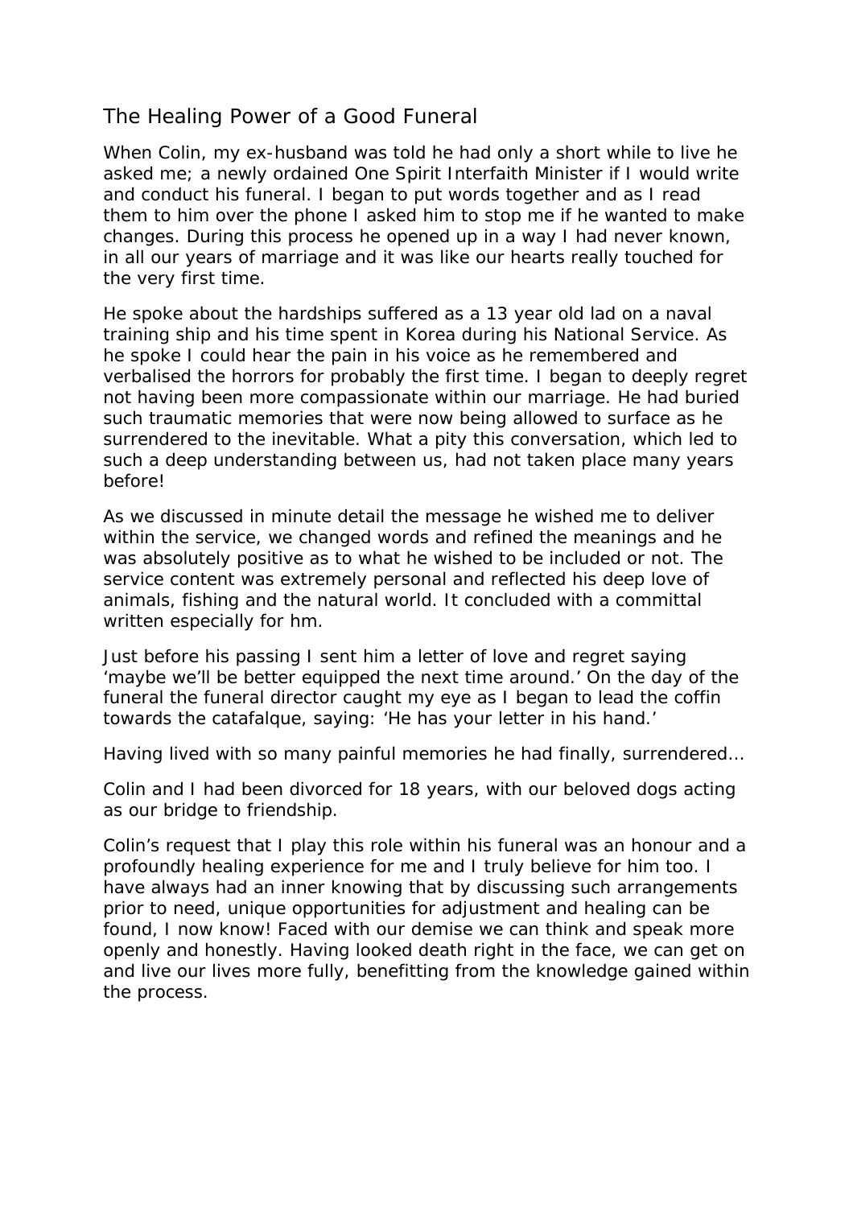# The Healing Power of a Good Funeral

When Colin, my ex-husband was told he had only a short while to live he asked me; a newly ordained One Spirit Interfaith Minister if I would write and conduct his funeral. I began to put words together and as I read them to him over the phone I asked him to stop me if he wanted to make changes. During this process he opened up in a way I had never known, in all our years of marriage and it was like our hearts really touched for the very first time.

He spoke about the hardships suffered as a 13 year old lad on a naval training ship and his time spent in Korea during his National Service. As he spoke I could hear the pain in his voice as he remembered and verbalised the horrors for probably the first time. I began to deeply regret not having been more compassionate within our marriage. He had buried such traumatic memories that were now being allowed to surface as he surrendered to the inevitable. What a pity this conversation, which led to such a deep understanding between us, had not taken place many years before!

As we discussed in minute detail the message he wished me to deliver within the service, we changed words and refined the meanings and he was absolutely positive as to what he wished to be included or not. The service content was extremely personal and reflected his deep love of animals, fishing and the natural world. It concluded with a committal written especially for hm.

Just before his passing I sent him a letter of love and regret saying 'maybe we'll be better equipped the next time around.' On the day of the funeral the funeral director caught my eye as I began to lead the coffin towards the catafalque, saying: 'He has your letter in his hand.'

Having lived with so many painful memories he had finally, surrendered…

Colin and I had been divorced for 18 years, with our beloved dogs acting as our bridge to friendship.

Colin's request that I play this role within his funeral was an honour and a profoundly healing experience for me and I truly believe for him too. I have always had an inner knowing that by discussing such arrangements prior to need, unique opportunities for adjustment and healing can be found, I now know! Faced with our demise we can think and speak more openly and honestly. Having looked death right in the face, we can get on and live our lives more fully, benefitting from the knowledge gained within the process.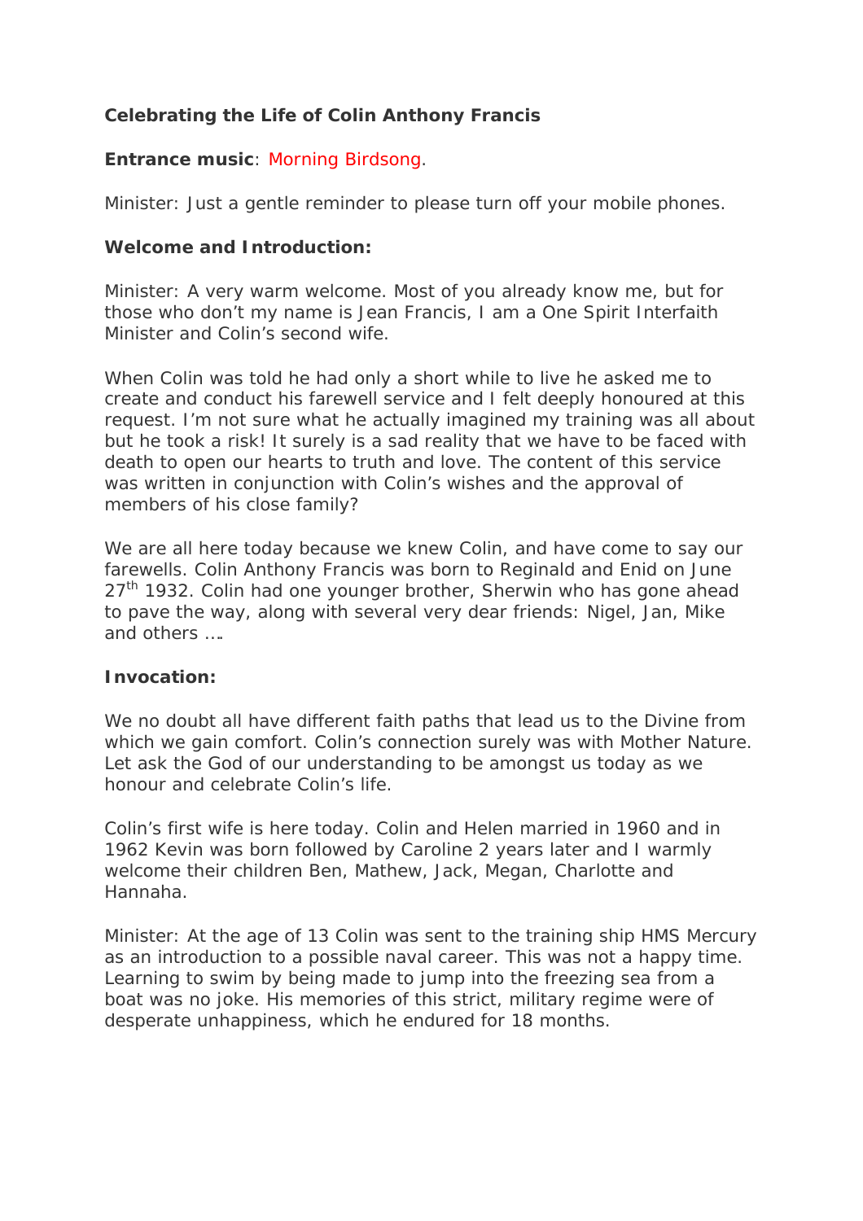**Celebrating the Life of Colin Anthony Francis**

**Entrance music**: Morning Birdsong.

Minister: Just a gentle reminder to please turn off your mobile phones.

**Welcome and Introduction:**

Minister: A very warm welcome. Most of you already know me, but for those who don't my name is Jean Francis, I am a One Spirit Interfaith Minister and Colin's second wife.

When Colin was told he had only a short while to live he asked me to create and conduct his farewell service and I felt deeply honoured at this request. I'm not sure what he actually imagined my training was all about but he took a risk! It surely is a sad reality that we have to be faced with death to open our hearts to truth and love. The content of this service was written in conjunction with Colin's wishes and the approval of members of his close family?

We are all here today because we knew Colin, and have come to say our farewells. Colin Anthony Francis was born to Reginald and Enid on June 27th 1932. Colin had one younger brother, Sherwin who has gone ahead to pave the way, along with several very dear friends: Nigel, Jan, Mike and others ….

**Invocation:**

We no doubt all have different faith paths that lead us to the Divine from which we gain comfort. Colin's connection surely was with Mother Nature. Let ask the God of our understanding to be amongst us today as we honour and celebrate Colin's life.

Colin's first wife is here today. Colin and Helen married in 1960 and in 1962 Kevin was born followed by Caroline 2 years later and I warmly welcome their children Ben, Mathew, Jack, Megan, Charlotte and Hannaha.

Minister: At the age of 13 Colin was sent to the training ship HMS Mercury as an introduction to a possible naval career. This was not a happy time. Learning to swim by being made to jump into the freezing sea from a boat was no joke. His memories of this strict, military regime were of desperate unhappiness, which he endured for 18 months.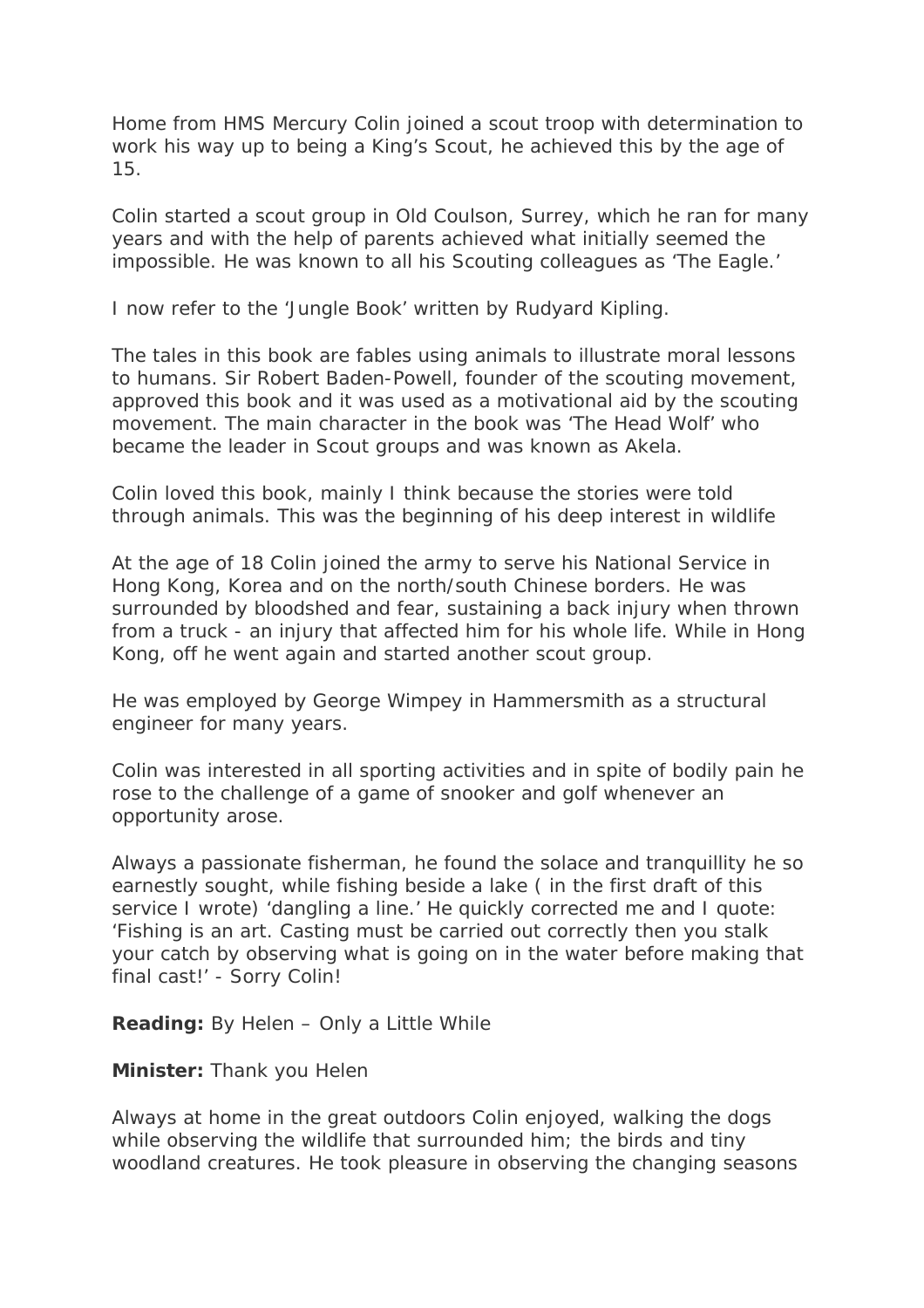Home from HMS Mercury Colin joined a scout troop with determination to work his way up to being a King's Scout, he achieved this by the age of 15.

Colin started a scout group in Old Coulson, Surrey, which he ran for many years and with the help of parents achieved what initially seemed the impossible. He was known to all his Scouting colleagues as 'The Eagle.'

I now refer to the 'Jungle Book' written by Rudyard Kipling.

The tales in this book are fables using animals to illustrate moral lessons to humans. Sir Robert Baden-Powell, founder of the scouting movement, approved this book and it was used as a motivational aid by the scouting movement. The main character in the book was 'The Head Wolf' who became the leader in Scout groups and was known as Akela.

Colin loved this book, mainly I think because the stories were told through animals. This was the beginning of his deep interest in wildlife

At the age of 18 Colin joined the army to serve his National Service in Hong Kong, Korea and on the north/south Chinese borders. He was surrounded by bloodshed and fear, sustaining a back injury when thrown from a truck - an injury that affected him for his whole life. While in Hong Kong, off he went again and started another scout group.

He was employed by George Wimpey in Hammersmith as a structural engineer for many years.

Colin was interested in all sporting activities and in spite of bodily pain he rose to the challenge of a game of snooker and golf whenever an opportunity arose.

Always a passionate fisherman, he found the solace and tranquillity he so earnestly sought, while fishing beside a lake ( in the first draft of this service I wrote) 'dangling a line.' He quickly corrected me and I quote: 'Fishing is an art. Casting must be carried out correctly then you stalk your catch by observing what is going on in the water before making that final cast!' - Sorry Colin!

**Reading:** By Helen – Only a Little While

**Minister:** Thank you Helen

Always at home in the great outdoors Colin enjoyed, walking the dogs while observing the wildlife that surrounded him; the birds and tiny woodland creatures. He took pleasure in observing the changing seasons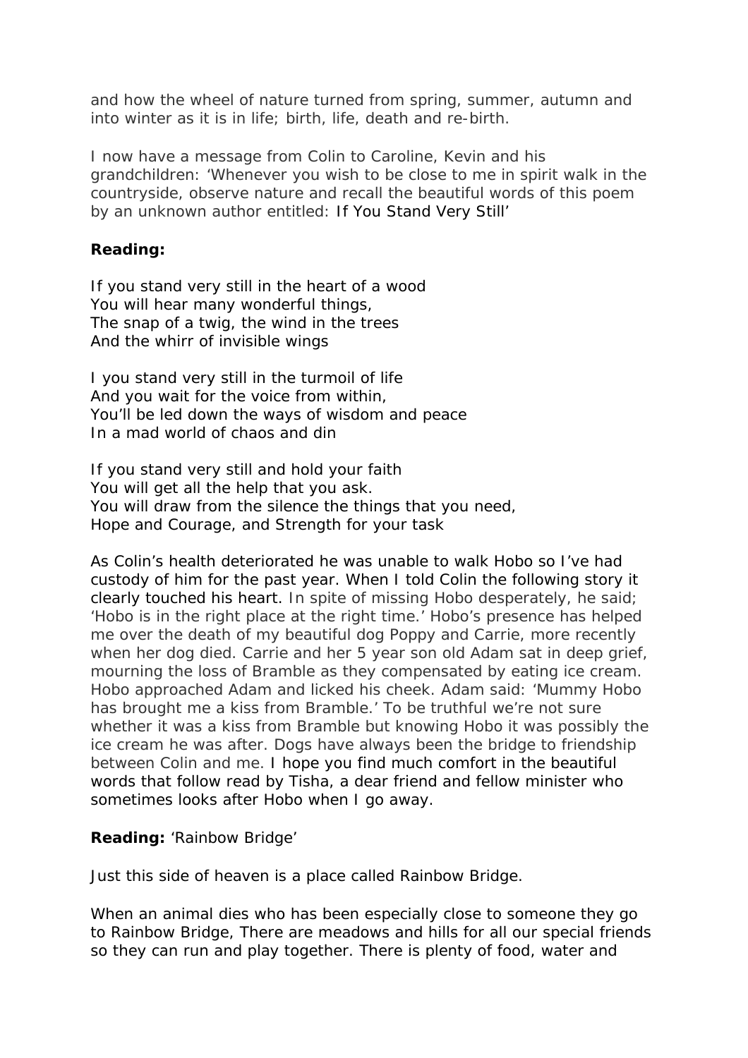and how the wheel of nature turned from spring, summer, autumn and into winter as it is in life; birth, life, death and re-birth.

I now have a message from Colin to Caroline, Kevin and his grandchildren: 'Whenever you wish to be close to me in spirit walk in the countryside, observe nature and recall the beautiful words of this poem by an unknown author entitled: If You Stand Very Still'

**Reading:**

If you stand very still in the heart of a wood
You will hear many wonderful things,
The snap of a twig, the wind in the trees
And the whirr of invisible wings

I you stand very still in the turmoil of life
And you wait for the voice from within,
You'll be led down the ways of wisdom and peace
In a mad world of chaos and din

If you stand very still and hold your faith
You will get all the help that you ask.
You will draw from the silence the things that you need,
Hope and Courage, and Strength for your task

As Colin's health deteriorated he was unable to walk Hobo so I've had custody of him for the past year. When I told Colin the following story it clearly touched his heart. In spite of missing Hobo desperately, he said; 'Hobo is in the right place at the right time.' Hobo's presence has helped me over the death of my beautiful dog Poppy and Carrie, more recently when her dog died. Carrie and her 5 year son old Adam sat in deep grief, mourning the loss of Bramble as they compensated by eating ice cream. Hobo approached Adam and licked his cheek. Adam said: 'Mummy Hobo has brought me a kiss from Bramble.' To be truthful we're not sure whether it was a kiss from Bramble but knowing Hobo it was possibly the ice cream he was after. Dogs have always been the bridge to friendship between Colin and me. I hope you find much comfort in the beautiful words that follow read by Tisha, a dear friend and fellow minister who sometimes looks after Hobo when I go away.

**Reading:** 'Rainbow Bridge'

Just this side of heaven is a place called Rainbow Bridge.

When an animal dies who has been especially close to someone they go to Rainbow Bridge, There are meadows and hills for all our special friends so they can run and play together. There is plenty of food, water and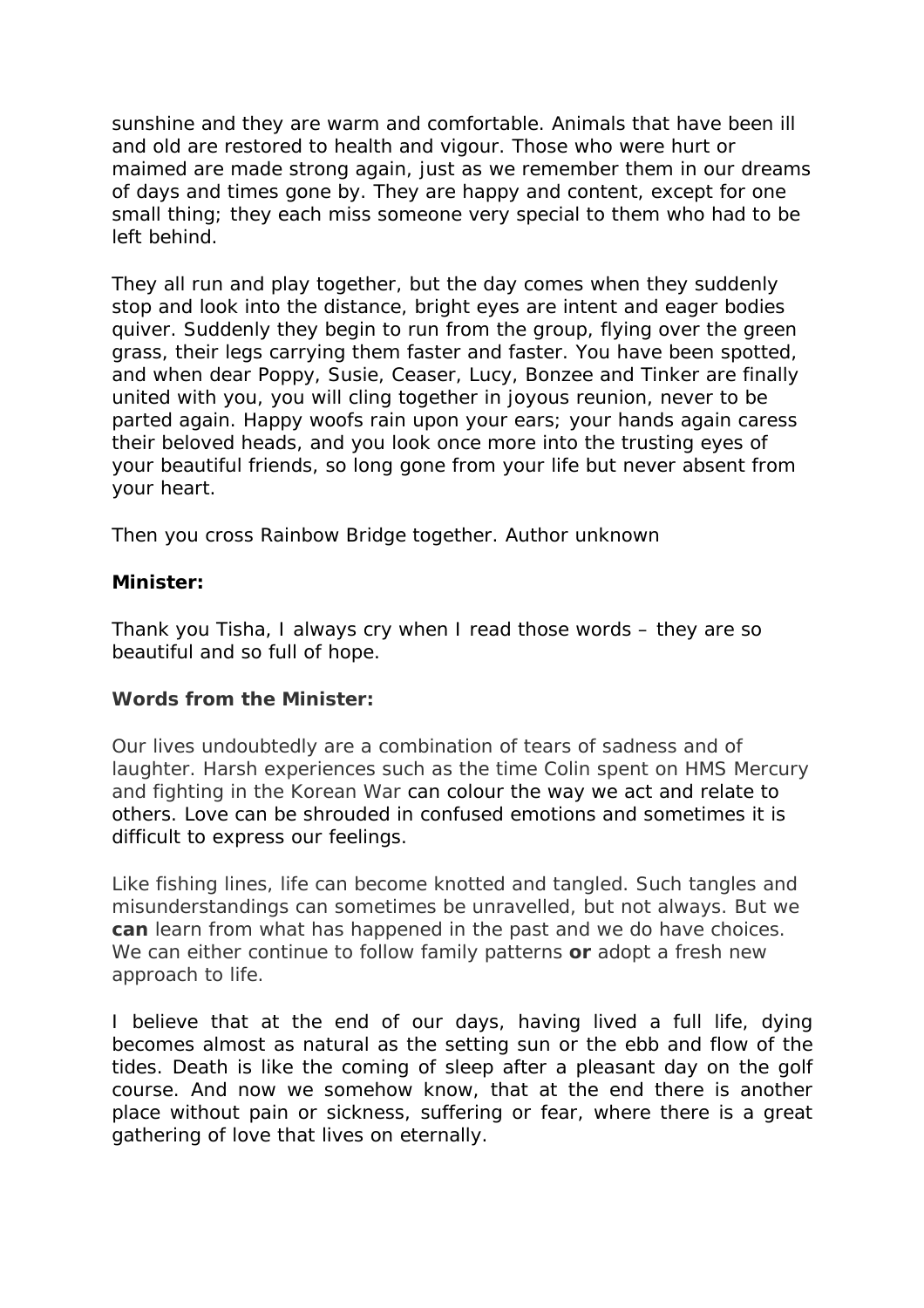sunshine and they are warm and comfortable. Animals that have been ill and old are restored to health and vigour. Those who were hurt or maimed are made strong again, just as we remember them in our dreams of days and times gone by. They are happy and content, except for one small thing; they each miss someone very special to them who had to be left behind.

They all run and play together, but the day comes when they suddenly stop and look into the distance, bright eyes are intent and eager bodies quiver. Suddenly they begin to run from the group, flying over the green grass, their legs carrying them faster and faster. You have been spotted, and when dear Poppy, Susie, Ceaser, Lucy, Bonzee and Tinker are finally united with you, you will cling together in joyous reunion, never to be parted again. Happy woofs rain upon your ears; your hands again caress their beloved heads, and you look once more into the trusting eyes of your beautiful friends, so long gone from your life but never absent from your heart.

Then you cross Rainbow Bridge together. Author unknown

**Minister:**

Thank you Tisha, I always cry when I read those words – they are so beautiful and so full of hope.

**Words from the Minister:**

Our lives undoubtedly are a combination of tears of sadness and of laughter. Harsh experiences such as the time Colin spent on HMS Mercury and fighting in the Korean War can colour the way we act and relate to others. Love can be shrouded in confused emotions and sometimes it is difficult to express our feelings.

Like fishing lines, life can become knotted and tangled. Such tangles and misunderstandings can sometimes be unravelled, but not always. But we **can** learn from what has happened in the past and we do have choices. We can either continue to follow family patterns **or** adopt a fresh new approach to life.

I believe that at the end of our days, having lived a full life, dying becomes almost as natural as the setting sun or the ebb and flow of the tides. Death is like the coming of sleep after a pleasant day on the golf course. And now we somehow know, that at the end there is another place without pain or sickness, suffering or fear, where there is a great gathering of love that lives on eternally.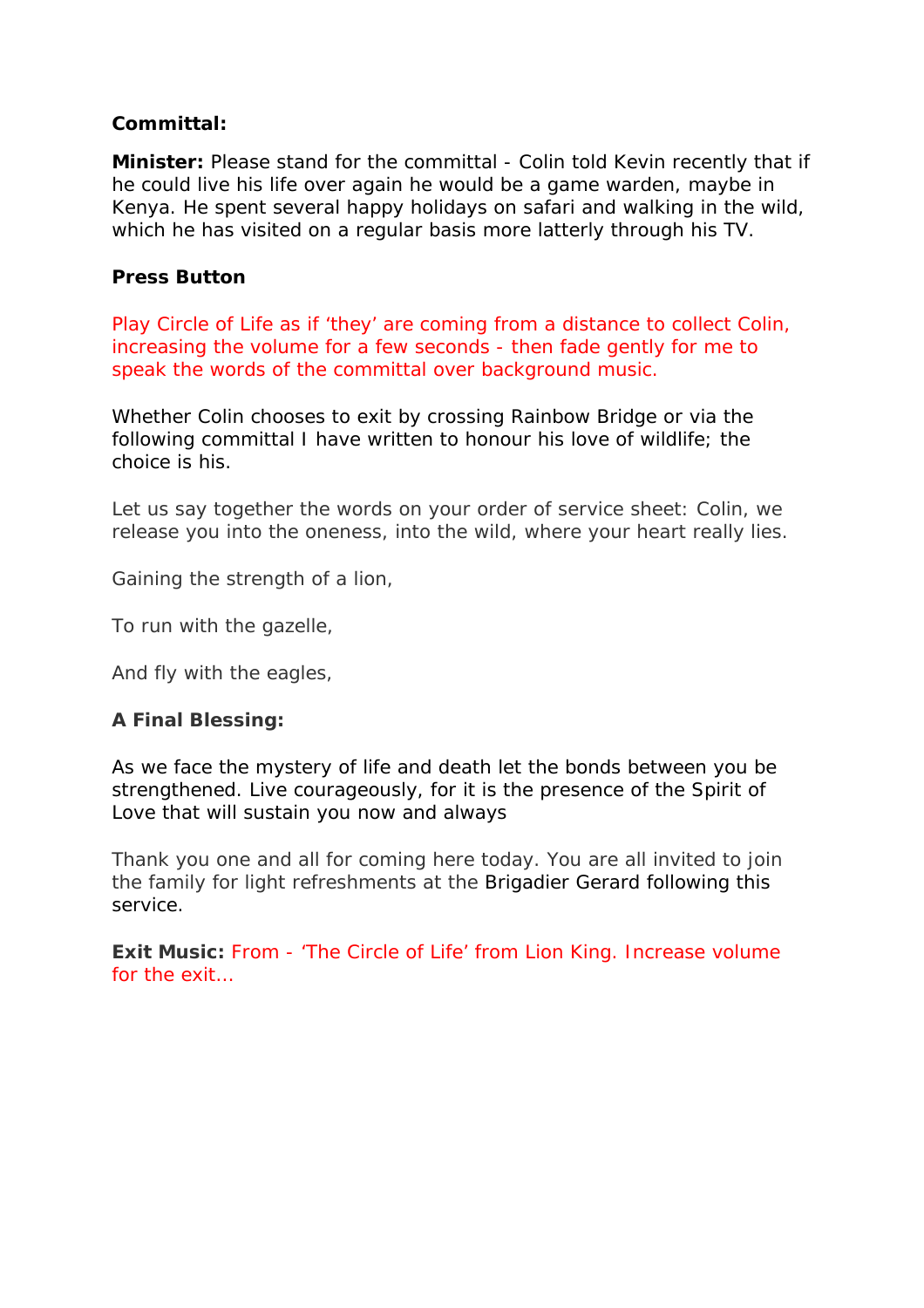**Committal:**

**Minister:** Please stand for the committal - Colin told Kevin recently that if he could live his life over again he would be a game warden, maybe in Kenya. He spent several happy holidays on safari and walking in the wild, which he has visited on a regular basis more latterly through his TV.

**Press Button**

Play Circle of Life as if 'they' are coming from a distance to collect Colin, increasing the volume for a few seconds - then fade gently for me to speak the words of the committal over background music.

Whether Colin chooses to exit by crossing Rainbow Bridge or via the following committal I have written to honour his love of wildlife; the choice is his.

Let us say together the words on your order of service sheet: Colin, we release you into the oneness, into the wild, where your heart really lies.

Gaining the strength of a lion,

To run with the gazelle,

And fly with the eagles,

**A Final Blessing:**

As we face the mystery of life and death let the bonds between you be strengthened. Live courageously, for it is the presence of the Spirit of Love that will sustain you now and always

Thank you one and all for coming here today. You are all invited to join the family for light refreshments at the Brigadier Gerard following this service.

**Exit Music:** From - 'The Circle of Life' from Lion King. Increase volume for the exit...